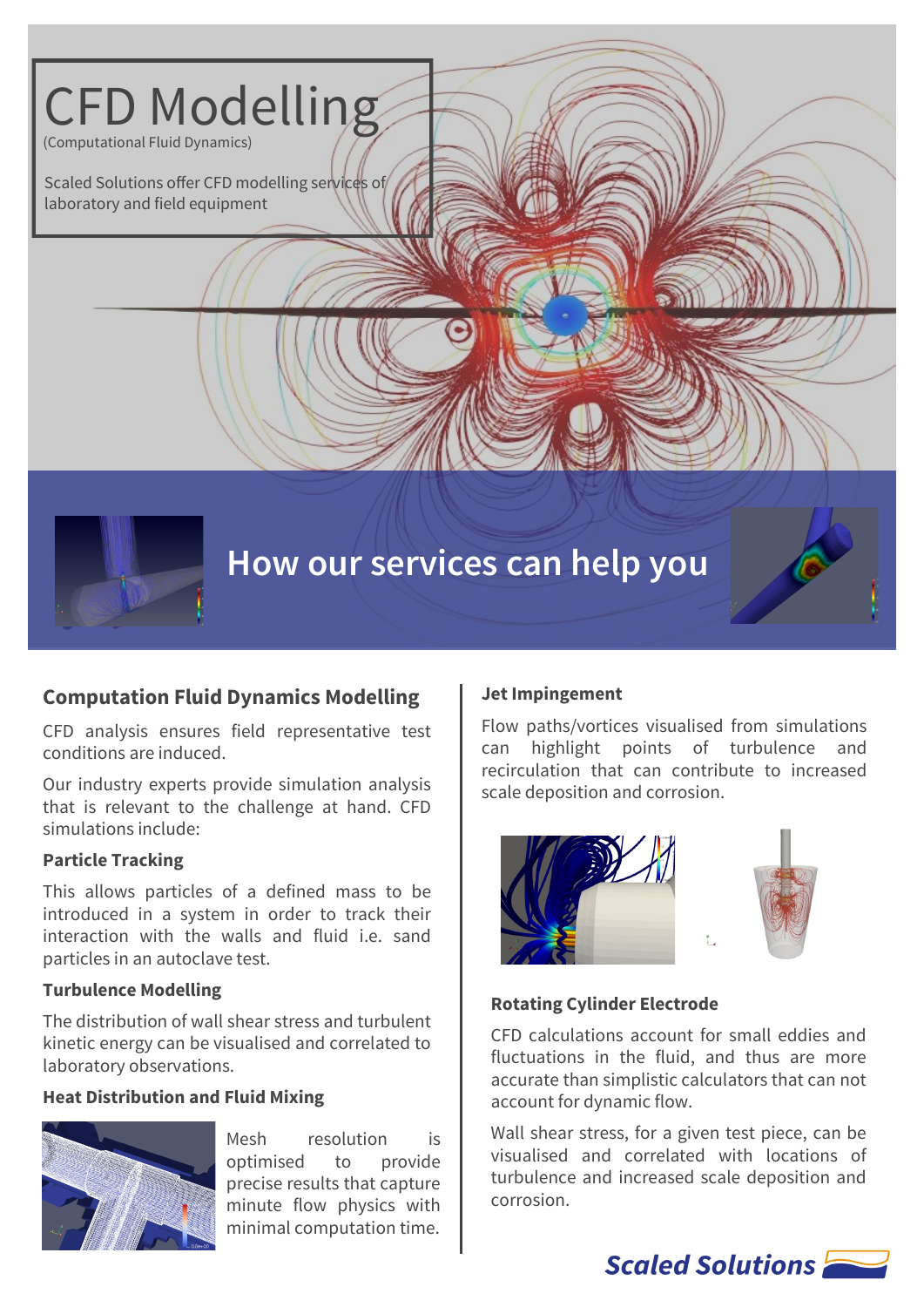# CFD Modelling

(Computational Fluid Dynamics)

Scaled Solutions offer CFD modelling services of laboratory and field equipment

## How our services can help you

### Computation Fluid Dynamics Modelling

CFD analysis ensures field representative test conditions are induced.

Our industry experts provide simulation analysis that is relevant to the challenge at hand. CFD simulations include:

**Particle Tracking**

This allows particles of a defined mass to be introduced in a system in order to track their interaction with the walls and fluid i.e. sand particles in an autoclave test.

**Turbulence Modelling**

The distribution of wall shear stress and turbulent kinetic energy can be visualised and correlated to laboratory observations.

**Heat Distribution and Fluid Mixing**

Mesh resolution is optimised to provide precise results that capture minute flow physics with minimal computation time.

**Jet Impingement**

Flow paths/vortices visualised from simulations can highlight points of turbulence and recirculation that can contribute to increased scale deposition and corrosion.

**Rotating Cylinder Electrode**

CFD calculations account for small eddies and fluctuations in the fluid, and thus are more accurate than simplistic calculators that can not account for dynamic flow.

Wall shear stress, for a given test piece, can be visualised and correlated with locations of turbulence and increased scale deposition and corrosion.

**Scaled Solutions**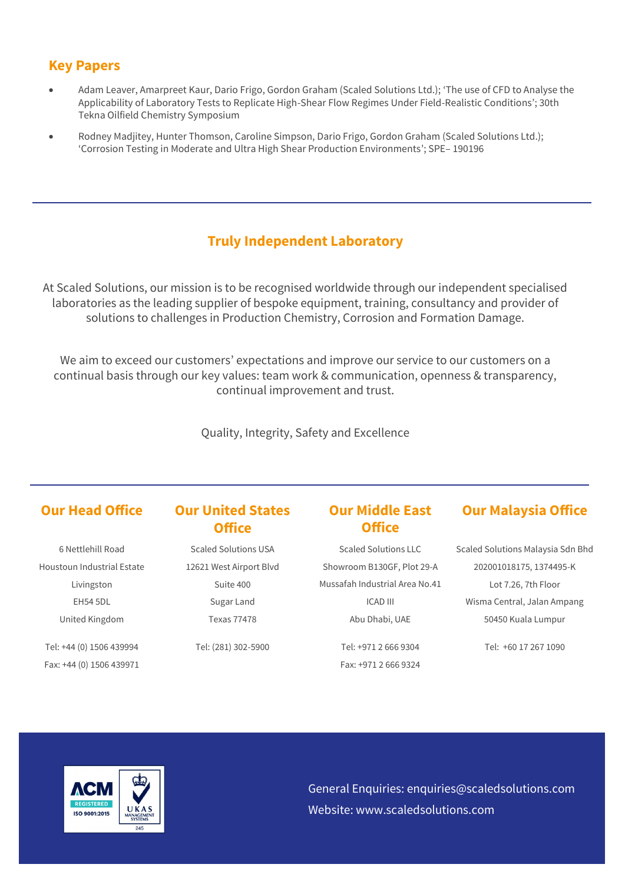## Key Papers

- Adam Leaver, Amarpreet Kaur, Dario Frigo, Gordon Graham (Scaled Solutions Ltd.); 'The use of CFD to Analyse the Applicability of Laboratory Tests to Replicate High-Shear Flow Regimes Under Field-Realistic Conditions'; 30th Tekna Oilfield Chemistry Symposium
- Rodney Madjitey, Hunter Thomson, Caroline Simpson, Dario Frigo, Gordon Graham (Scaled Solutions Ltd.); 'Corrosion Testing in Moderate and Ultra High Shear Production Environments'; SPE– 190196

---

## Truly Independent Laboratory

At Scaled Solutions, our mission is to be recognised worldwide through our independent specialised laboratories as the leading supplier of bespoke equipment, training, consultancy and provider of solutions to challenges in Production Chemistry, Corrosion and Formation Damage.

We aim to exceed our customers' expectations and improve our service to our customers on a continual basis through our key values: team work & communication, openness & transparency, continual improvement and trust.

Quality, Integrity, Safety and Excellence

---

### Our Head Office

6 Nettlehill Road
Houstoun Industrial Estate
Livingston
EH54 5DL
United Kingdom

Tel: +44 (0) 1506 439994
Fax: +44 (0) 1506 439971

### Our United States Office

Scaled Solutions USA
12621 West Airport Blvd
Suite 400
Sugar Land
Texas 77478

Tel: (281) 302-5900

### Our Middle East Office

Scaled Solutions LLC
Showroom B130GF, Plot 29-A
Mussafah Industrial Area No.41
ICAD III
Abu Dhabi, UAE

Tel: +971 2 666 9304
Fax: +971 2 666 9324

### Our Malaysia Office

Scaled Solutions Malaysia Sdn Bhd
202001018175, 1374495-K
Lot 7.26, 7th Floor
Wisma Central, Jalan Ampang
50450 Kuala Lumpur

Tel: +60 17 267 1090

ACM REGISTERED ISO 9001:2015 UKAS MANAGEMENT SYSTEMS 245

General Enquiries: enquiries@scaledsolutions.com
Website: www.scaledsolutions.com